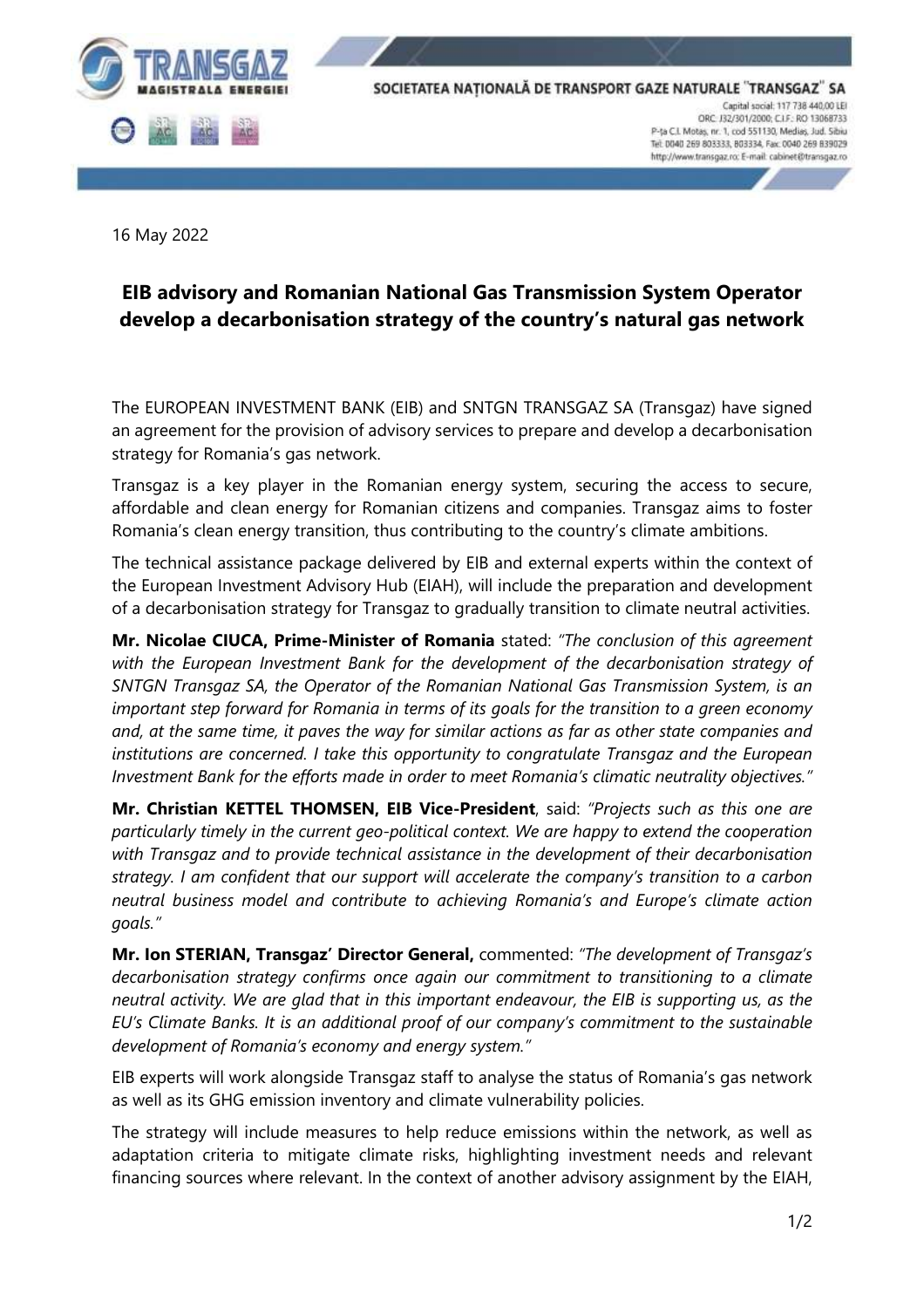SOCIETATEA NAȚIONALĂ DE TRANSPORT GAZE NATURALE "TRANSGAZ" SA

Capital social: 117 738 440,00 LEI
ORC: J32/301/2000; C.I.F.: RO 13068733
P-ța C.I. Motaș, nr. 1, cod 551130, Mediaș, Jud. Sibiu
Tel: 0040 269 803333, 803334, Fax: 0040 269 839029
http://www.transgaz.ro; E-mail: cabinet@transgaz.ro

16 May 2022

# EIB advisory and Romanian National Gas Transmission System Operator develop a decarbonisation strategy of the country's natural gas network

The EUROPEAN INVESTMENT BANK (EIB) and SNTGN TRANSGAZ SA (Transgaz) have signed an agreement for the provision of advisory services to prepare and develop a decarbonisation strategy for Romania's gas network.

Transgaz is a key player in the Romanian energy system, securing the access to secure, affordable and clean energy for Romanian citizens and companies. Transgaz aims to foster Romania's clean energy transition, thus contributing to the country's climate ambitions.

The technical assistance package delivered by EIB and external experts within the context of the European Investment Advisory Hub (EIAH), will include the preparation and development of a decarbonisation strategy for Transgaz to gradually transition to climate neutral activities.

**Mr. Nicolae CIUCA, Prime-Minister of Romania** stated: *"The conclusion of this agreement with the European Investment Bank for the development of the decarbonisation strategy of SNTGN Transgaz SA, the Operator of the Romanian National Gas Transmission System, is an important step forward for Romania in terms of its goals for the transition to a green economy and, at the same time, it paves the way for similar actions as far as other state companies and institutions are concerned. I take this opportunity to congratulate Transgaz and the European Investment Bank for the efforts made in order to meet Romania's climatic neutrality objectives."*

**Mr. Christian KETTEL THOMSEN, EIB Vice-President**, said: *"Projects such as this one are particularly timely in the current geo-political context. We are happy to extend the cooperation with Transgaz and to provide technical assistance in the development of their decarbonisation strategy. I am confident that our support will accelerate the company's transition to a carbon neutral business model and contribute to achieving Romania's and Europe's climate action goals."*

**Mr. Ion STERIAN, Transgaz' Director General,** commented: *"The development of Transgaz's decarbonisation strategy confirms once again our commitment to transitioning to a climate neutral activity. We are glad that in this important endeavour, the EIB is supporting us, as the EU's Climate Banks. It is an additional proof of our company's commitment to the sustainable development of Romania's economy and energy system."*

EIB experts will work alongside Transgaz staff to analyse the status of Romania's gas network as well as its GHG emission inventory and climate vulnerability policies.

The strategy will include measures to help reduce emissions within the network, as well as adaptation criteria to mitigate climate risks, highlighting investment needs and relevant financing sources where relevant. In the context of another advisory assignment by the EIAH,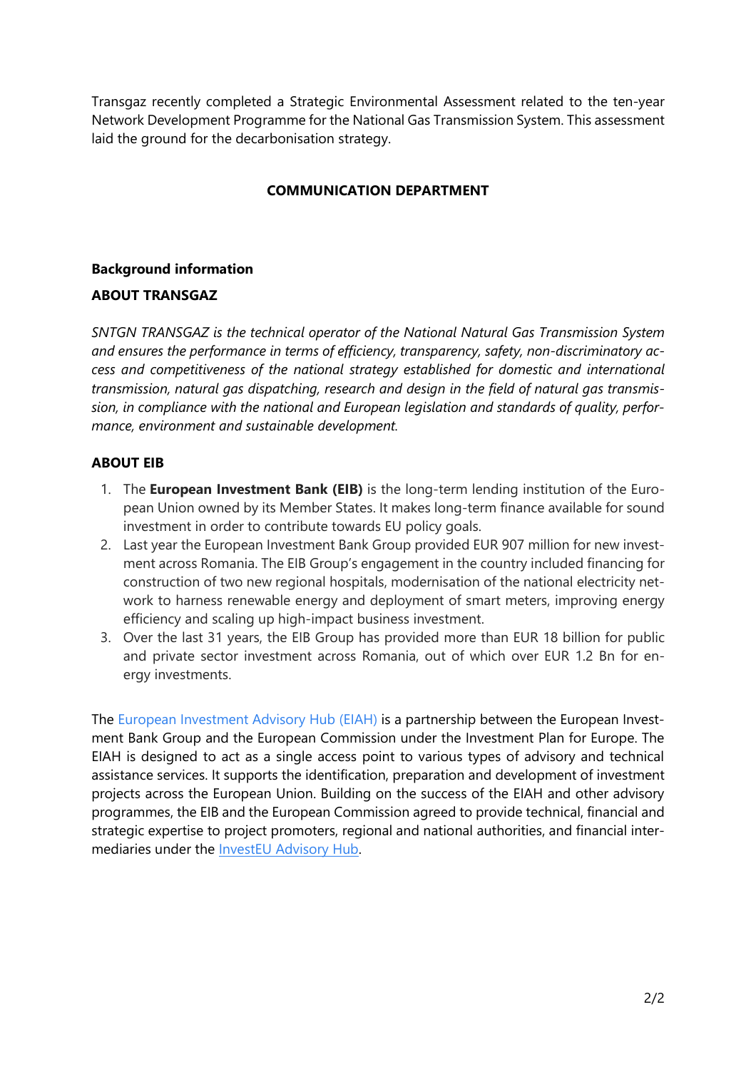Transgaz recently completed a Strategic Environmental Assessment related to the ten-year Network Development Programme for the National Gas Transmission System. This assessment laid the ground for the decarbonisation strategy.

**COMMUNICATION DEPARTMENT**

**Background information**

**ABOUT TRANSGAZ**

*SNTGN TRANSGAZ is the technical operator of the National Natural Gas Transmission System and ensures the performance in terms of efficiency, transparency, safety, non-discriminatory access and competitiveness of the national strategy established for domestic and international transmission, natural gas dispatching, research and design in the field of natural gas transmission, in compliance with the national and European legislation and standards of quality, performance, environment and sustainable development.*

**ABOUT EIB**

1. The **European Investment Bank (EIB)** is the long-term lending institution of the European Union owned by its Member States. It makes long-term finance available for sound investment in order to contribute towards EU policy goals.
2. Last year the European Investment Bank Group provided EUR 907 million for new investment across Romania. The EIB Group's engagement in the country included financing for construction of two new regional hospitals, modernisation of the national electricity network to harness renewable energy and deployment of smart meters, improving energy efficiency and scaling up high-impact business investment.
3. Over the last 31 years, the EIB Group has provided more than EUR 18 billion for public and private sector investment across Romania, out of which over EUR 1.2 Bn for energy investments.

The European Investment Advisory Hub (EIAH) is a partnership between the European Investment Bank Group and the European Commission under the Investment Plan for Europe. The EIAH is designed to act as a single access point to various types of advisory and technical assistance services. It supports the identification, preparation and development of investment projects across the European Union. Building on the success of the EIAH and other advisory programmes, the EIB and the European Commission agreed to provide technical, financial and strategic expertise to project promoters, regional and national authorities, and financial intermediaries under the InvestEU Advisory Hub.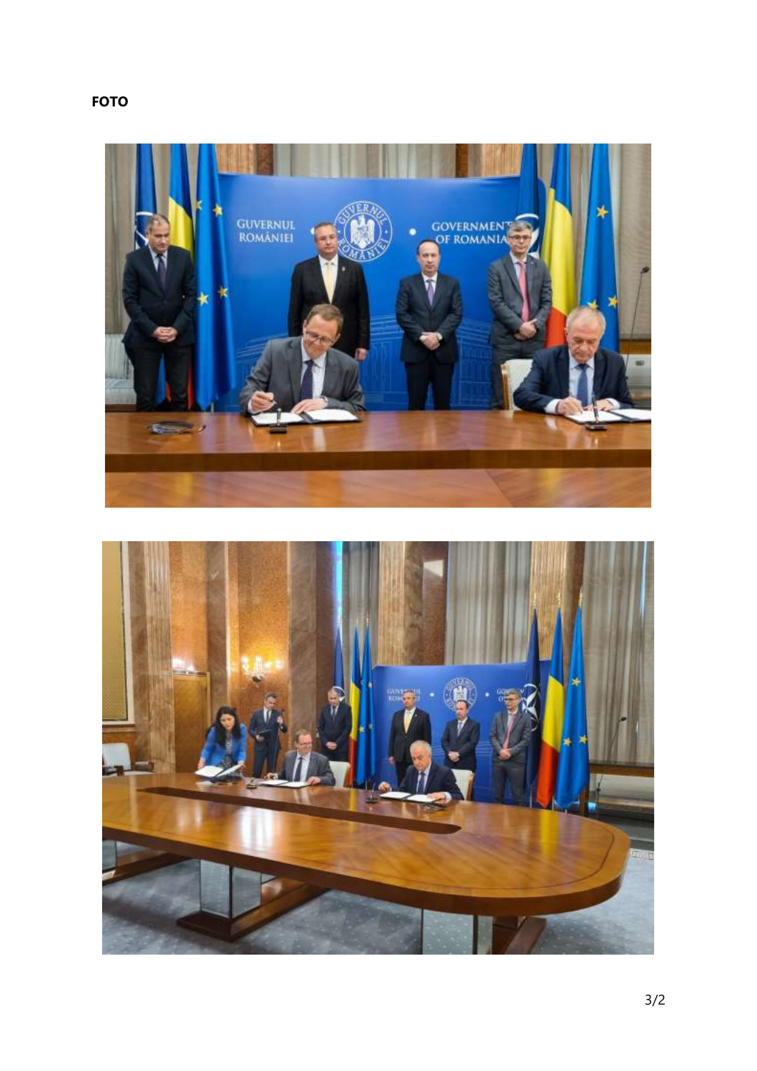**FOTO**